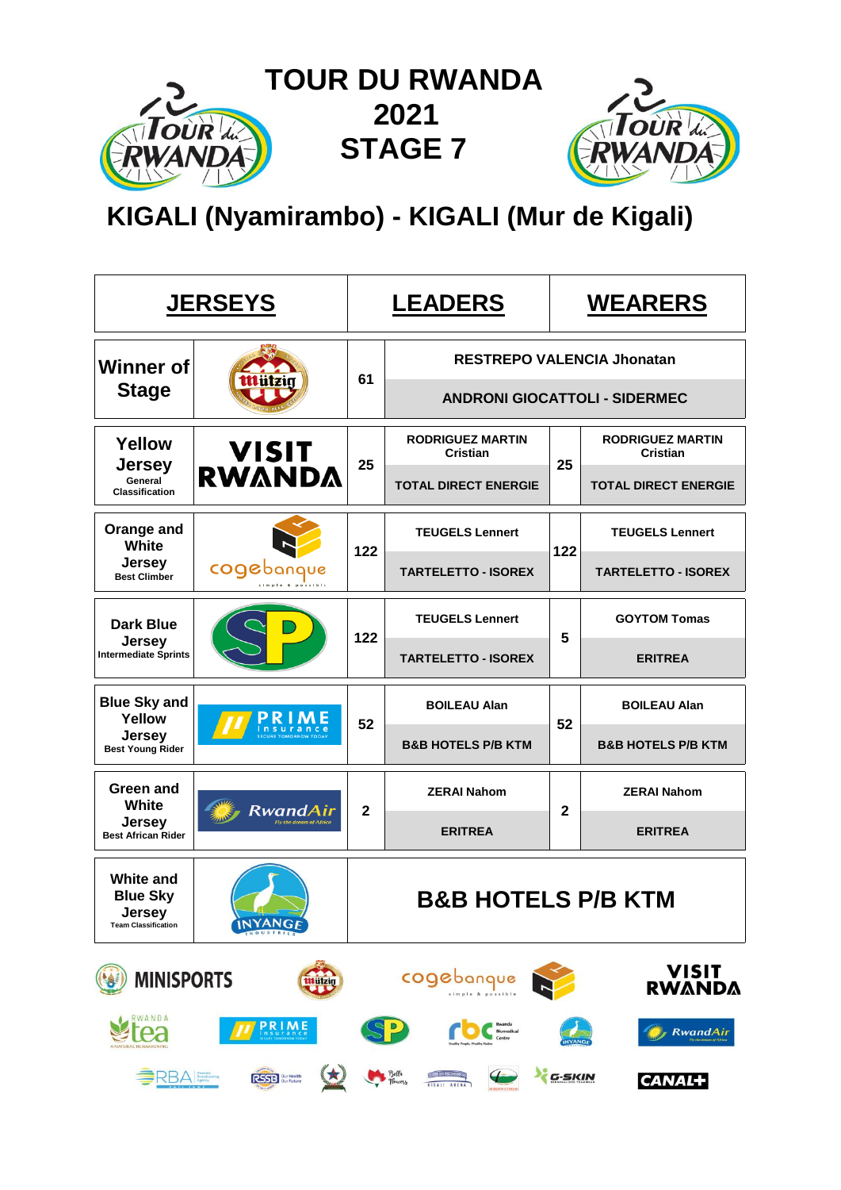# TOUR DU RWANDA 2021 STAGE 7

## KIGALI (Nyamirambo) - KIGALI (Mur de Kigali)

| JERSEYS | Sponsor | LEADERS | | WEARERS | |
|---|---|---|---|---|---|
| Winner of Stage | Mützig | 61 | RESTREPO VALENCIA Jhonatan<br>ANDRONI GIOCATTOLI - SIDERMEC | | |
| Yellow Jersey<br>General Classification | VISIT RWANDA | 25 | RODRIGUEZ MARTIN Cristian<br>TOTAL DIRECT ENERGIE | 25 | RODRIGUEZ MARTIN Cristian<br>TOTAL DIRECT ENERGIE |
| Orange and White Jersey<br>Best Climber | cogebanque | 122 | TEUGELS Lennert<br>TARTELETTO - ISOREX | 122 | TEUGELS Lennert<br>TARTELETTO - ISOREX |
| Dark Blue Jersey<br>Intermediate Sprints | SP | 122 | TEUGELS Lennert<br>TARTELETTO - ISOREX | 5 | GOYTOM Tomas<br>ERITREA |
| Blue Sky and Yellow Jersey<br>Best Young Rider | PRIME insurance | 52 | BOILEAU Alan<br>B&B HOTELS P/B KTM | 52 | BOILEAU Alan<br>B&B HOTELS P/B KTM |
| Green and White Jersey<br>Best African Rider | RwandAir | 2 | ZERAI Nahom<br>ERITREA | 2 | ZERAI Nahom<br>ERITREA |
| White and Blue Sky Jersey<br>Team Classification | INYANGE | B&B HOTELS P/B KTM | | | |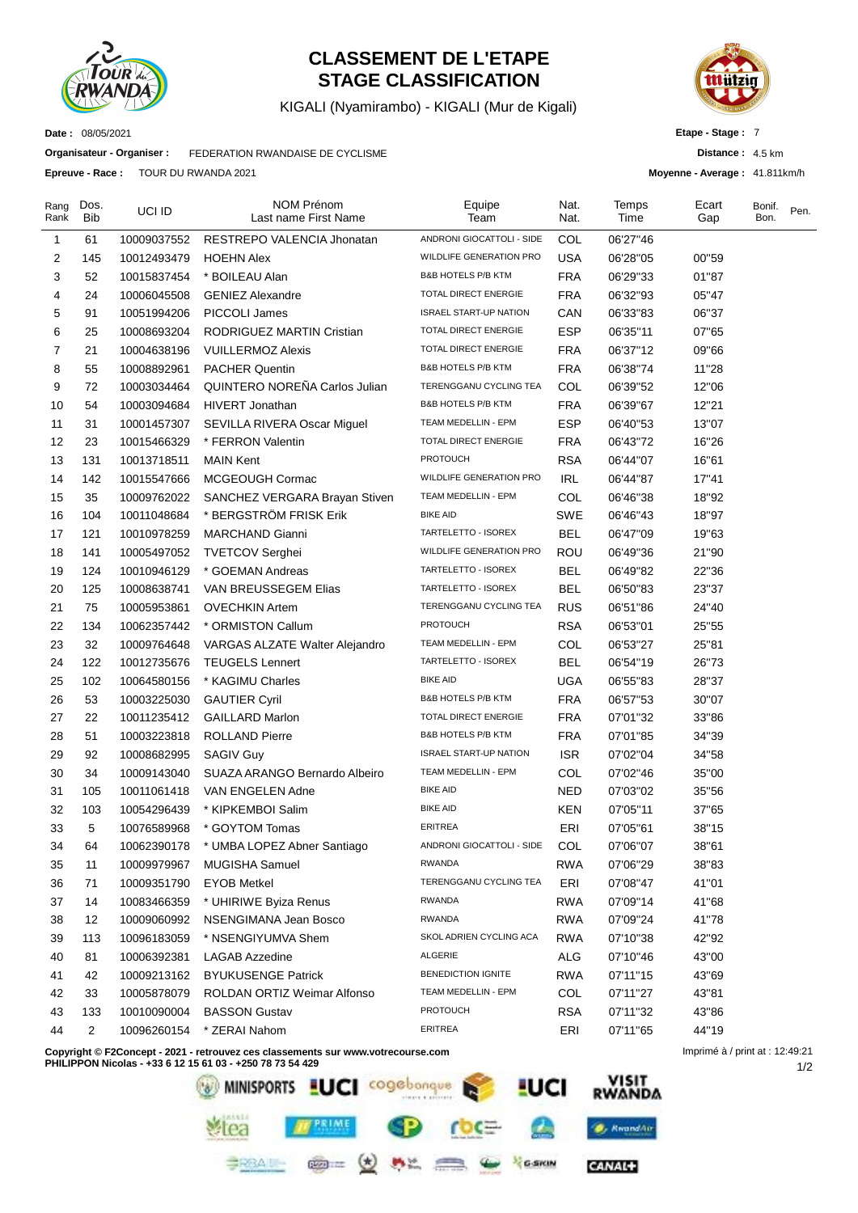# CLASSEMENT DE L'ETAPE
# STAGE CLASSIFICATION

KIGALI (Nyamirambo) - KIGALI (Mur de Kigali)

**Date :** 08/05/2021

**Etape - Stage :** 7

**Organisateur - Organiser :** FEDERATION RWANDAISE DE CYCLISME

**Distance :** 4.5 km

**Epreuve - Race :** TOUR DU RWANDA 2021

**Moyenne - Average :** 41.811km/h

| Rang Rank | Dos. Bib | UCI ID | NOM Prénom Last name First Name | Equipe Team | Nat. Nat. | Temps Time | Ecart Gap | Bonif. Bon. | Pen. |
|---|---|---|---|---|---|---|---|---|---|
| 1 | 61 | 10009037552 | RESTREPO VALENCIA Jhonatan | ANDRONI GIOCATTOLI - SIDE | COL | 06'27"46 | | | |
| 2 | 145 | 10012493479 | HOEHN Alex | WILDLIFE GENERATION PRO | USA | 06'28"05 | 00"59 | | |
| 3 | 52 | 10015837454 | * BOILEAU Alan | B&B HOTELS P/B KTM | FRA | 06'29"33 | 01"87 | | |
| 4 | 24 | 10006045508 | GENIEZ Alexandre | TOTAL DIRECT ENERGIE | FRA | 06'32"93 | 05"47 | | |
| 5 | 91 | 10051994206 | PICCOLI James | ISRAEL START-UP NATION | CAN | 06'33"83 | 06"37 | | |
| 6 | 25 | 10008693204 | RODRIGUEZ MARTIN Cristian | TOTAL DIRECT ENERGIE | ESP | 06'35"11 | 07"65 | | |
| 7 | 21 | 10004638196 | VUILLERMOZ Alexis | TOTAL DIRECT ENERGIE | FRA | 06'37"12 | 09"66 | | |
| 8 | 55 | 10008892961 | PACHER Quentin | B&B HOTELS P/B KTM | FRA | 06'38"74 | 11"28 | | |
| 9 | 72 | 10003034464 | QUINTERO NOREÑA Carlos Julian | TERENGGANU CYCLING TEA | COL | 06'39"52 | 12"06 | | |
| 10 | 54 | 10003094684 | HIVERT Jonathan | B&B HOTELS P/B KTM | FRA | 06'39"67 | 12"21 | | |
| 11 | 31 | 10001457307 | SEVILLA RIVERA Oscar Miguel | TEAM MEDELLIN - EPM | ESP | 06'40"53 | 13"07 | | |
| 12 | 23 | 10015466329 | * FERRON Valentin | TOTAL DIRECT ENERGIE | FRA | 06'43"72 | 16"26 | | |
| 13 | 131 | 10013718511 | MAIN Kent | PROTOUCH | RSA | 06'44"07 | 16"61 | | |
| 14 | 142 | 10015547666 | MCGEOUGH Cormac | WILDLIFE GENERATION PRO | IRL | 06'44"87 | 17"41 | | |
| 15 | 35 | 10009762022 | SANCHEZ VERGARA Brayan Stiven | TEAM MEDELLIN - EPM | COL | 06'46"38 | 18"92 | | |
| 16 | 104 | 10011048684 | * BERGSTRÖM FRISK Erik | BIKE AID | SWE | 06'46"43 | 18"97 | | |
| 17 | 121 | 10010978259 | MARCHAND Gianni | TARTELETTO - ISOREX | BEL | 06'47"09 | 19"63 | | |
| 18 | 141 | 10005497052 | TVETCOV Serghei | WILDLIFE GENERATION PRO | ROU | 06'49"36 | 21"90 | | |
| 19 | 124 | 10010946129 | * GOEMAN Andreas | TARTELETTO - ISOREX | BEL | 06'49"82 | 22"36 | | |
| 20 | 125 | 10008638741 | VAN BREUSSEGEM Elias | TARTELETTO - ISOREX | BEL | 06'50"83 | 23"37 | | |
| 21 | 75 | 10005953861 | OVECHKIN Artem | TERENGGANU CYCLING TEA | RUS | 06'51"86 | 24"40 | | |
| 22 | 134 | 10062357442 | * ORMISTON Callum | PROTOUCH | RSA | 06'53"01 | 25"55 | | |
| 23 | 32 | 10009764648 | VARGAS ALZATE Walter Alejandro | TEAM MEDELLIN - EPM | COL | 06'53"27 | 25"81 | | |
| 24 | 122 | 10012735676 | TEUGELS Lennert | TARTELETTO - ISOREX | BEL | 06'54"19 | 26"73 | | |
| 25 | 102 | 10064580156 | * KAGIMU Charles | BIKE AID | UGA | 06'55"83 | 28"37 | | |
| 26 | 53 | 10003225030 | GAUTIER Cyril | B&B HOTELS P/B KTM | FRA | 06'57"53 | 30"07 | | |
| 27 | 22 | 10011235412 | GAILLARD Marlon | TOTAL DIRECT ENERGIE | FRA | 07'01"32 | 33"86 | | |
| 28 | 51 | 10003223818 | ROLLAND Pierre | B&B HOTELS P/B KTM | FRA | 07'01"85 | 34"39 | | |
| 29 | 92 | 10008682995 | SAGIV Guy | ISRAEL START-UP NATION | ISR | 07'02"04 | 34"58 | | |
| 30 | 34 | 10009143040 | SUAZA ARANGO Bernardo Albeiro | TEAM MEDELLIN - EPM | COL | 07'02"46 | 35"00 | | |
| 31 | 105 | 10011061418 | VAN ENGELEN Adne | BIKE AID | NED | 07'03"02 | 35"56 | | |
| 32 | 103 | 10054296439 | * KIPKEMBOI Salim | BIKE AID | KEN | 07'05"11 | 37"65 | | |
| 33 | 5 | 10076589968 | * GOYTOM Tomas | ERITREA | ERI | 07'05"61 | 38"15 | | |
| 34 | 64 | 10062390178 | * UMBA LOPEZ Abner Santiago | ANDRONI GIOCATTOLI - SIDE | COL | 07'06"07 | 38"61 | | |
| 35 | 11 | 10009979967 | MUGISHA Samuel | RWANDA | RWA | 07'06"29 | 38"83 | | |
| 36 | 71 | 10009351790 | EYOB Metkel | TERENGGANU CYCLING TEA | ERI | 07'08"47 | 41"01 | | |
| 37 | 14 | 10083466359 | * UHIRIWE Byiza Renus | RWANDA | RWA | 07'09"14 | 41"68 | | |
| 38 | 12 | 10009060992 | NSENGIMANA Jean Bosco | RWANDA | RWA | 07'09"24 | 41"78 | | |
| 39 | 113 | 10096183059 | * NSENGIYUMVA Shem | SKOL ADRIEN CYCLING ACA | RWA | 07'10"38 | 42"92 | | |
| 40 | 81 | 10006392381 | LAGAB Azzedine | ALGERIE | ALG | 07'10"46 | 43"00 | | |
| 41 | 42 | 10009213162 | BYUKUSENGE Patrick | BENEDICTION IGNITE | RWA | 07'11"15 | 43"69 | | |
| 42 | 33 | 10005878079 | ROLDAN ORTIZ Weimar Alfonso | TEAM MEDELLIN - EPM | COL | 07'11"27 | 43"81 | | |
| 43 | 133 | 10010090004 | BASSON Gustav | PROTOUCH | RSA | 07'11"32 | 43"86 | | |
| 44 | 2 | 10096260154 | * ZERAI Nahom | ERITREA | ERI | 07'11"65 | 44"19 | | |

**Copyright © F2Concept - 2021 - retrouvez ces classements sur www.votrecourse.com**
**PHILIPPON Nicolas - +33 6 12 15 61 03 - +250 78 73 54 429**

Imprimé à / print at : 12:49:21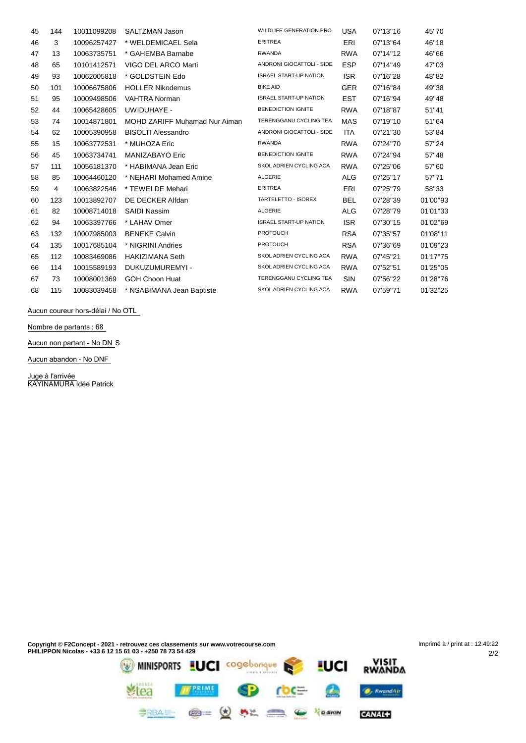| | | | | | | | |
|---|---|---|---|---|---|---|---|
| 45 | 144 | 10011099208 | SALTZMAN Jason | WILDLIFE GENERATION PRO | USA | 07'13"16 | 45"70 |
| 46 | 3 | 10096257427 | * WELDEMICAEL Sela | ERITREA | ERI | 07'13"64 | 46"18 |
| 47 | 13 | 10063735751 | * GAHEMBA Barnabe | RWANDA | RWA | 07'14"12 | 46"66 |
| 48 | 65 | 10101412571 | VIGO DEL ARCO Marti | ANDRONI GIOCATTOLI - SIDE | ESP | 07'14"49 | 47"03 |
| 49 | 93 | 10062005818 | * GOLDSTEIN Edo | ISRAEL START-UP NATION | ISR | 07'16"28 | 48"82 |
| 50 | 101 | 10006675806 | HOLLER Nikodemus | BIKE AID | GER | 07'16"84 | 49"38 |
| 51 | 95 | 10009498506 | VAHTRA Norman | ISRAEL START-UP NATION | EST | 07'16"94 | 49"48 |
| 52 | 44 | 10065428605 | UWIDUHAYE - | BENEDICTION IGNITE | RWA | 07'18"87 | 51"41 |
| 53 | 74 | 10014871801 | MOHD ZARIFF Muhamad Nur Aiman | TERENGGANU CYCLING TEA | MAS | 07'19"10 | 51"64 |
| 54 | 62 | 10005390958 | BISOLTI Alessandro | ANDRONI GIOCATTOLI - SIDE | ITA | 07'21"30 | 53"84 |
| 55 | 15 | 10063772531 | * MUHOZA Eric | RWANDA | RWA | 07'24"70 | 57"24 |
| 56 | 45 | 10063734741 | MANIZABAYO Eric | BENEDICTION IGNITE | RWA | 07'24"94 | 57"48 |
| 57 | 111 | 10056181370 | * HABIMANA Jean Eric | SKOL ADRIEN CYCLING ACA | RWA | 07'25"06 | 57"60 |
| 58 | 85 | 10064460120 | * NEHARI Mohamed Amine | ALGERIE | ALG | 07'25"17 | 57"71 |
| 59 | 4 | 10063822546 | * TEWELDE Mehari | ERITREA | ERI | 07'25"79 | 58"33 |
| 60 | 123 | 10013892707 | DE DECKER Alfdan | TARTELETTO - ISOREX | BEL | 07'28"39 | 01'00"93 |
| 61 | 82 | 10008714018 | SAIDI Nassim | ALGERIE | ALG | 07'28"79 | 01'01"33 |
| 62 | 94 | 10063397766 | * LAHAV Omer | ISRAEL START-UP NATION | ISR | 07'30"15 | 01'02"69 |
| 63 | 132 | 10007985003 | BENEKE Calvin | PROTOUCH | RSA | 07'35"57 | 01'08"11 |
| 64 | 135 | 10017685104 | * NIGRINI Andries | PROTOUCH | RSA | 07'36"69 | 01'09"23 |
| 65 | 112 | 10083469086 | HAKIZIMANA Seth | SKOL ADRIEN CYCLING ACA | RWA | 07'45"21 | 01'17"75 |
| 66 | 114 | 10015589193 | DUKUZUMUREMYI - | SKOL ADRIEN CYCLING ACA | RWA | 07'52"51 | 01'25"05 |
| 67 | 73 | 10008001369 | GOH Choon Huat | TERENGGANU CYCLING TEA | SIN | 07'56"22 | 01'28"76 |
| 68 | 115 | 10083039458 | * NSABIMANA Jean Baptiste | SKOL ADRIEN CYCLING ACA | RWA | 07'59"71 | 01'32"25 |

Aucun coureur hors-délai / No OTL

Nombre de partants : 68

Aucun non partant - No DNS

Aucun abandon - No DNF

Juge à l'arrivée
KAYINAMURA Idée Patrick

**Copyright © F2Concept - 2021 - retrouvez ces classements sur www.votrecourse.com**
**PHILIPPON Nicolas - +33 6 12 15 61 03 - +250 78 73 54 429**

Imprimé à / print at : 12:49:22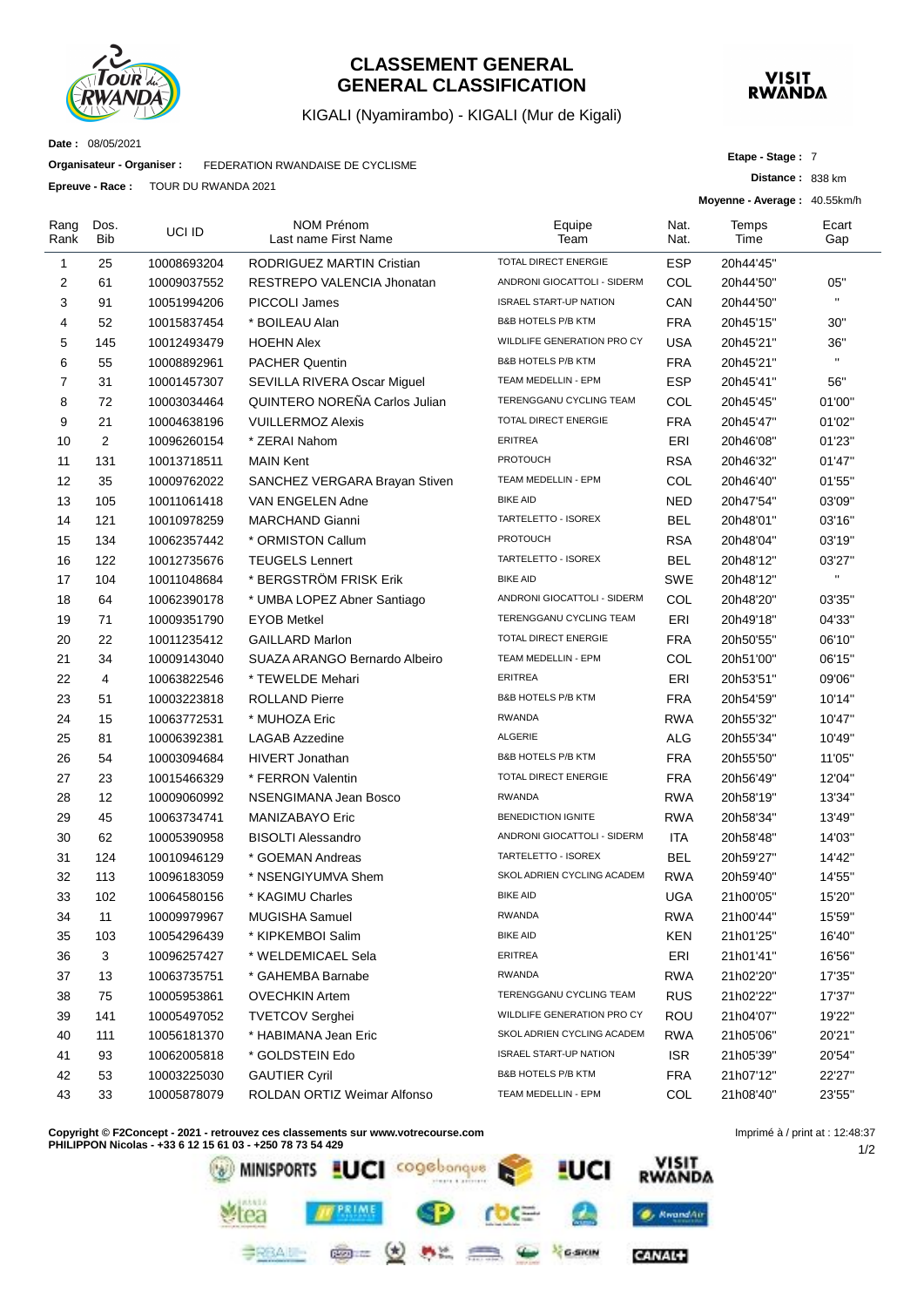# CLASSEMENT GENERAL
# GENERAL CLASSIFICATION

KIGALI (Nyamirambo) - KIGALI (Mur de Kigali)

**Date :** 08/05/2021

**Organisateur - Organiser :** FEDERATION RWANDAISE DE CYCLISME

**Epreuve - Race :** TOUR DU RWANDA 2021

**Etape - Stage :** 7

**Distance :** 838 km

**Moyenne - Average :** 40.55km/h

| Rang Rank | Dos. Bib | UCI ID | NOM Prénom Last name First Name | Equipe Team | Nat. Nat. | Temps Time | Ecart Gap |
|---|---|---|---|---|---|---|---|
| 1 | 25 | 10008693204 | RODRIGUEZ MARTIN Cristian | TOTAL DIRECT ENERGIE | ESP | 20h44'45'' | |
| 2 | 61 | 10009037552 | RESTREPO VALENCIA Jhonatan | ANDRONI GIOCATTOLI - SIDERM | COL | 20h44'50'' | 05'' |
| 3 | 91 | 10051994206 | PICCOLI James | ISRAEL START-UP NATION | CAN | 20h44'50'' | " |
| 4 | 52 | 10015837454 | * BOILEAU Alan | B&B HOTELS P/B KTM | FRA | 20h45'15'' | 30'' |
| 5 | 145 | 10012493479 | HOEHN Alex | WILDLIFE GENERATION PRO CY | USA | 20h45'21'' | 36'' |
| 6 | 55 | 10008892961 | PACHER Quentin | B&B HOTELS P/B KTM | FRA | 20h45'21'' | " |
| 7 | 31 | 10001457307 | SEVILLA RIVERA Oscar Miguel | TEAM MEDELLIN - EPM | ESP | 20h45'41'' | 56'' |
| 8 | 72 | 10003034464 | QUINTERO NOREÑA Carlos Julian | TERENGGANU CYCLING TEAM | COL | 20h45'45'' | 01'00'' |
| 9 | 21 | 10004638196 | VUILLERMOZ Alexis | TOTAL DIRECT ENERGIE | FRA | 20h45'47'' | 01'02'' |
| 10 | 2 | 10096260154 | * ZERAI Nahom | ERITREA | ERI | 20h46'08'' | 01'23'' |
| 11 | 131 | 10013718511 | MAIN Kent | PROTOUCH | RSA | 20h46'32'' | 01'47'' |
| 12 | 35 | 10009762022 | SANCHEZ VERGARA Brayan Stiven | TEAM MEDELLIN - EPM | COL | 20h46'40'' | 01'55'' |
| 13 | 105 | 10011061418 | VAN ENGELEN Adne | BIKE AID | NED | 20h47'54'' | 03'09'' |
| 14 | 121 | 10010978259 | MARCHAND Gianni | TARTELETTO - ISOREX | BEL | 20h48'01'' | 03'16'' |
| 15 | 134 | 10062357442 | * ORMISTON Callum | PROTOUCH | RSA | 20h48'04'' | 03'19'' |
| 16 | 122 | 10012735676 | TEUGELS Lennert | TARTELETTO - ISOREX | BEL | 20h48'12'' | 03'27'' |
| 17 | 104 | 10011048684 | * BERGSTRÖM FRISK Erik | BIKE AID | SWE | 20h48'12'' | " |
| 18 | 64 | 10062390178 | * UMBA LOPEZ Abner Santiago | ANDRONI GIOCATTOLI - SIDERM | COL | 20h48'20'' | 03'35'' |
| 19 | 71 | 10009351790 | EYOB Metkel | TERENGGANU CYCLING TEAM | ERI | 20h49'18'' | 04'33'' |
| 20 | 22 | 10011235412 | GAILLARD Marlon | TOTAL DIRECT ENERGIE | FRA | 20h50'55'' | 06'10'' |
| 21 | 34 | 10009143040 | SUAZA ARANGO Bernardo Albeiro | TEAM MEDELLIN - EPM | COL | 20h51'00'' | 06'15'' |
| 22 | 4 | 10063822546 | * TEWELDE Mehari | ERITREA | ERI | 20h53'51'' | 09'06'' |
| 23 | 51 | 10003223818 | ROLLAND Pierre | B&B HOTELS P/B KTM | FRA | 20h54'59'' | 10'14'' |
| 24 | 15 | 10063772531 | * MUHOZA Eric | RWANDA | RWA | 20h55'32'' | 10'47'' |
| 25 | 81 | 10006392381 | LAGAB Azzedine | ALGERIE | ALG | 20h55'34'' | 10'49'' |
| 26 | 54 | 10003094684 | HIVERT Jonathan | B&B HOTELS P/B KTM | FRA | 20h55'50'' | 11'05'' |
| 27 | 23 | 10015466329 | * FERRON Valentin | TOTAL DIRECT ENERGIE | FRA | 20h56'49'' | 12'04'' |
| 28 | 12 | 10009060992 | NSENGIMANA Jean Bosco | RWANDA | RWA | 20h58'19'' | 13'34'' |
| 29 | 45 | 10063734741 | MANIZABAYO Eric | BENEDICTION IGNITE | RWA | 20h58'34'' | 13'49'' |
| 30 | 62 | 10005390958 | BISOLTI Alessandro | ANDRONI GIOCATTOLI - SIDERM | ITA | 20h58'48'' | 14'03'' |
| 31 | 124 | 10010946129 | * GOEMAN Andreas | TARTELETTO - ISOREX | BEL | 20h59'27'' | 14'42'' |
| 32 | 113 | 10096183059 | * NSENGIYUMVA Shem | SKOL ADRIEN CYCLING ACADEM | RWA | 20h59'40'' | 14'55'' |
| 33 | 102 | 10064580156 | * KAGIMU Charles | BIKE AID | UGA | 21h00'05'' | 15'20'' |
| 34 | 11 | 10009979967 | MUGISHA Samuel | RWANDA | RWA | 21h00'44'' | 15'59'' |
| 35 | 103 | 10054296439 | * KIPKEMBOI Salim | BIKE AID | KEN | 21h01'25'' | 16'40'' |
| 36 | 3 | 10096257427 | * WELDEMICAEL Sela | ERITREA | ERI | 21h01'41'' | 16'56'' |
| 37 | 13 | 10063735751 | * GAHEMBA Barnabe | RWANDA | RWA | 21h02'20'' | 17'35'' |
| 38 | 75 | 10005953861 | OVECHKIN Artem | TERENGGANU CYCLING TEAM | RUS | 21h02'22'' | 17'37'' |
| 39 | 141 | 10005497052 | TVETCOV Serghei | WILDLIFE GENERATION PRO CY | ROU | 21h04'07'' | 19'22'' |
| 40 | 111 | 10056181370 | * HABIMANA Jean Eric | SKOL ADRIEN CYCLING ACADEM | RWA | 21h05'06'' | 20'21'' |
| 41 | 93 | 10062005818 | * GOLDSTEIN Edo | ISRAEL START-UP NATION | ISR | 21h05'39'' | 20'54'' |
| 42 | 53 | 10003225030 | GAUTIER Cyril | B&B HOTELS P/B KTM | FRA | 21h07'12'' | 22'27'' |
| 43 | 33 | 10005878079 | ROLDAN ORTIZ Weimar Alfonso | TEAM MEDELLIN - EPM | COL | 21h08'40'' | 23'55'' |

**Copyright © F2Concept - 2021 - retrouvez ces classements sur www.votrecourse.com**
**PHILIPPON Nicolas - +33 6 12 15 61 03 - +250 78 73 54 429**

Imprimé à / print at : 12:48:37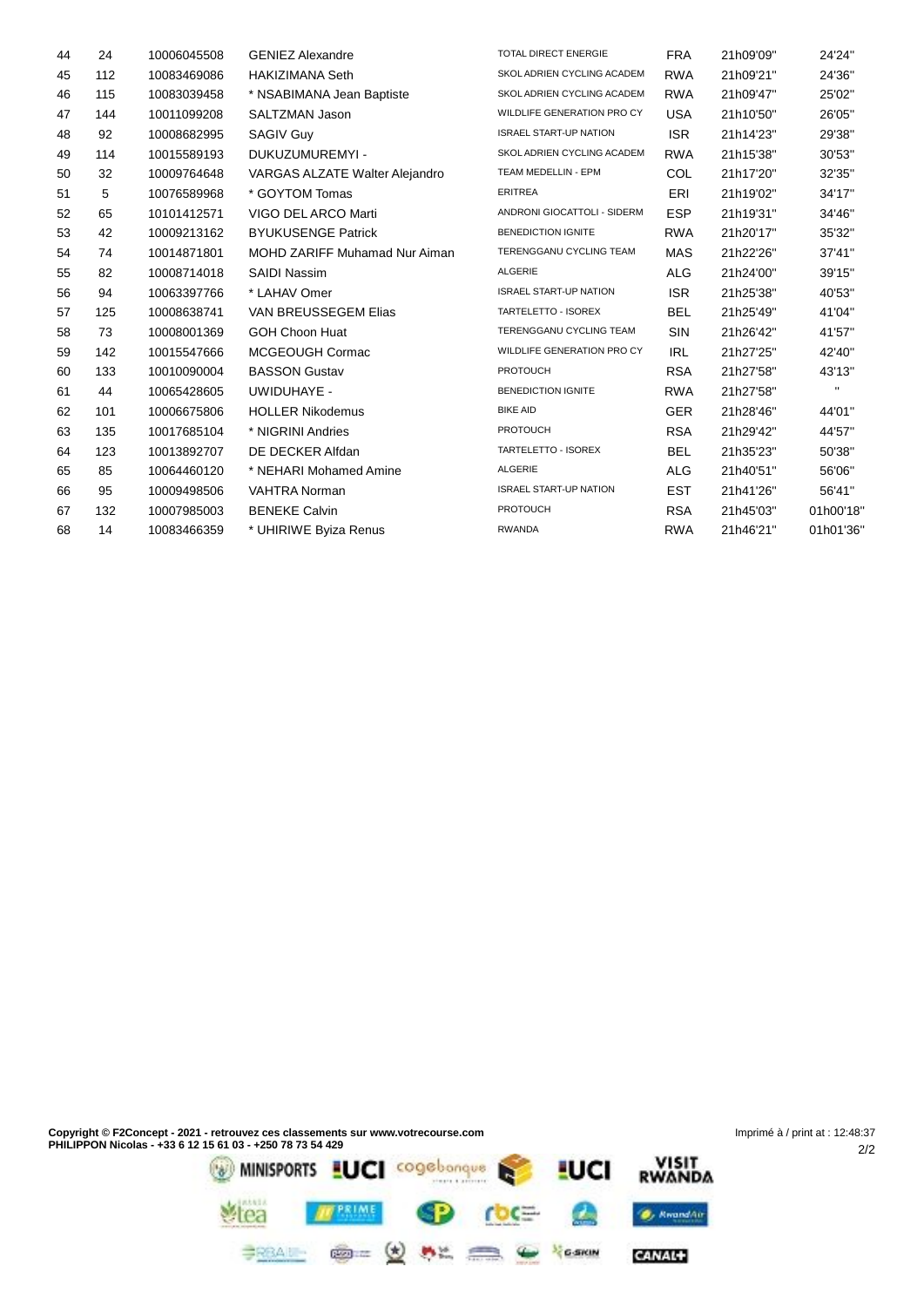| | | | | | | | |
|---|---|---|---|---|---|---|---|
| 44 | 24 | 10006045508 | GENIEZ Alexandre | TOTAL DIRECT ENERGIE | FRA | 21h09'09'' | 24'24'' |
| 45 | 112 | 10083469086 | HAKIZIMANA Seth | SKOL ADRIEN CYCLING ACADEM | RWA | 21h09'21'' | 24'36'' |
| 46 | 115 | 10083039458 | * NSABIMANA Jean Baptiste | SKOL ADRIEN CYCLING ACADEM | RWA | 21h09'47'' | 25'02'' |
| 47 | 144 | 10011099208 | SALTZMAN Jason | WILDLIFE GENERATION PRO CY | USA | 21h10'50'' | 26'05'' |
| 48 | 92 | 10008682995 | SAGIV Guy | ISRAEL START-UP NATION | ISR | 21h14'23'' | 29'38'' |
| 49 | 114 | 10015589193 | DUKUZUMUREMYI - | SKOL ADRIEN CYCLING ACADEM | RWA | 21h15'38'' | 30'53'' |
| 50 | 32 | 10009764648 | VARGAS ALZATE Walter Alejandro | TEAM MEDELLIN - EPM | COL | 21h17'20'' | 32'35'' |
| 51 | 5 | 10076589968 | * GOYTOM Tomas | ERITREA | ERI | 21h19'02'' | 34'17'' |
| 52 | 65 | 10101412571 | VIGO DEL ARCO Marti | ANDRONI GIOCATTOLI - SIDERM | ESP | 21h19'31'' | 34'46'' |
| 53 | 42 | 10009213162 | BYUKUSENGE Patrick | BENEDICTION IGNITE | RWA | 21h20'17'' | 35'32'' |
| 54 | 74 | 10014871801 | MOHD ZARIFF Muhamad Nur Aiman | TERENGGANU CYCLING TEAM | MAS | 21h22'26'' | 37'41'' |
| 55 | 82 | 10008714018 | SAIDI Nassim | ALGERIE | ALG | 21h24'00'' | 39'15'' |
| 56 | 94 | 10063397766 | * LAHAV Omer | ISRAEL START-UP NATION | ISR | 21h25'38'' | 40'53'' |
| 57 | 125 | 10008638741 | VAN BREUSSEGEM Elias | TARTELETTO - ISOREX | BEL | 21h25'49'' | 41'04'' |
| 58 | 73 | 10008001369 | GOH Choon Huat | TERENGGANU CYCLING TEAM | SIN | 21h26'42'' | 41'57'' |
| 59 | 142 | 10015547666 | MCGEOUGH Cormac | WILDLIFE GENERATION PRO CY | IRL | 21h27'25'' | 42'40'' |
| 60 | 133 | 10010090004 | BASSON Gustav | PROTOUCH | RSA | 21h27'58'' | 43'13'' |
| 61 | 44 | 10065428605 | UWIDUHAYE - | BENEDICTION IGNITE | RWA | 21h27'58'' | '' |
| 62 | 101 | 10006675806 | HOLLER Nikodemus | BIKE AID | GER | 21h28'46'' | 44'01'' |
| 63 | 135 | 10017685104 | * NIGRINI Andries | PROTOUCH | RSA | 21h29'42'' | 44'57'' |
| 64 | 123 | 10013892707 | DE DECKER Alfdan | TARTELETTO - ISOREX | BEL | 21h35'23'' | 50'38'' |
| 65 | 85 | 10064460120 | * NEHARI Mohamed Amine | ALGERIE | ALG | 21h40'51'' | 56'06'' |
| 66 | 95 | 10009498506 | VAHTRA Norman | ISRAEL START-UP NATION | EST | 21h41'26'' | 56'41'' |
| 67 | 132 | 10007985003 | BENEKE Calvin | PROTOUCH | RSA | 21h45'03'' | 01h00'18'' |
| 68 | 14 | 10083466359 | * UHIRIWE Byiza Renus | RWANDA | RWA | 21h46'21'' | 01h01'36'' |

**Copyright © F2Concept - 2021 - retrouvez ces classements sur www.votrecourse.com**
**PHILIPPON Nicolas - +33 6 12 15 61 03 - +250 78 73 54 429**

Imprimé à / print at : 12:48:37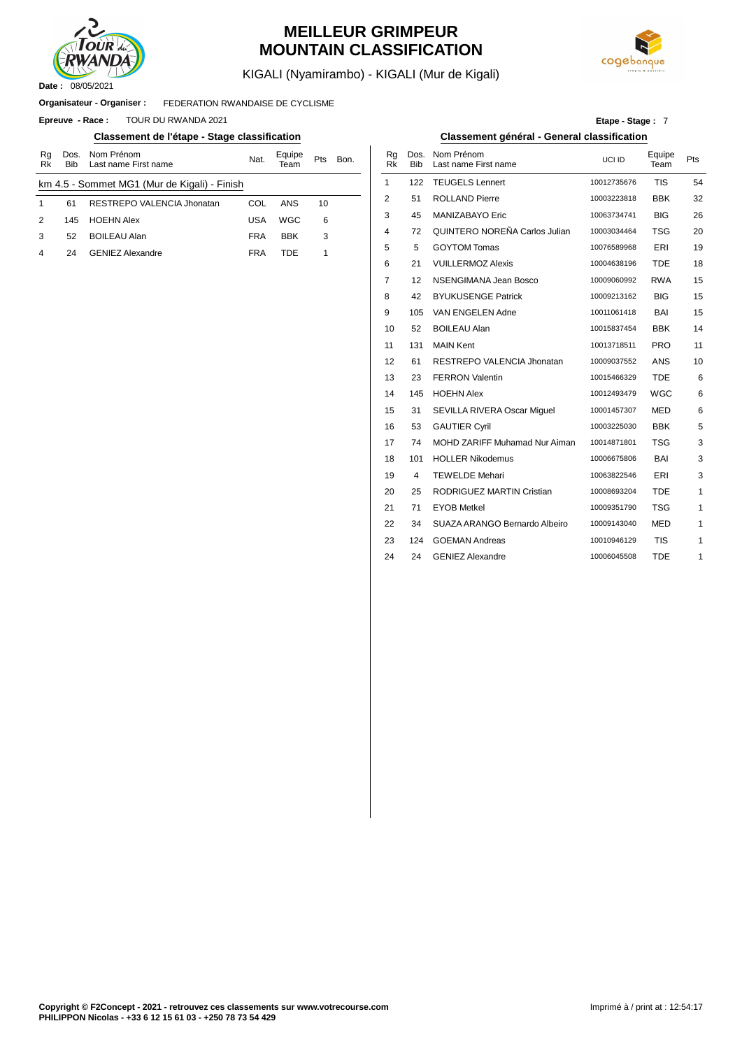# MEILLEUR GRIMPEUR
# MOUNTAIN CLASSIFICATION

KIGALI (Nyamirambo) - KIGALI (Mur de Kigali)

**Date :** 08/05/2021

**Organisateur - Organiser :** FEDERATION RWANDAISE DE CYCLISME

**Epreuve - Race :** TOUR DU RWANDA 2021

**Etape - Stage :** 7

## Classement de l'étape - Stage classification

km 4.5 - Sommet MG1 (Mur de Kigali) - Finish

| Rg Rk | Dos. Bib | Nom Prénom Last name First name | Nat. | Equipe Team | Pts | Bon. |
|---|---|---|---|---|---|---|
| 1 | 61 | RESTREPO VALENCIA Jhonatan | COL | ANS | 10 | |
| 2 | 145 | HOEHN Alex | USA | WGC | 6 | |
| 3 | 52 | BOILEAU Alan | FRA | BBK | 3 | |
| 4 | 24 | GENIEZ Alexandre | FRA | TDE | 1 | |

## Classement général - General classification

| Rg Rk | Dos. Bib | Nom Prénom Last name First name | UCI ID | Equipe Team | Pts |
|---|---|---|---|---|---|
| 1 | 122 | TEUGELS Lennert | 10012735676 | TIS | 54 |
| 2 | 51 | ROLLAND Pierre | 10003223818 | BBK | 32 |
| 3 | 45 | MANIZABAYO Eric | 10063734741 | BIG | 26 |
| 4 | 72 | QUINTERO NOREÑA Carlos Julian | 10003034464 | TSG | 20 |
| 5 | 5 | GOYTOM Tomas | 10076589968 | ERI | 19 |
| 6 | 21 | VUILLERMOZ Alexis | 10004638196 | TDE | 18 |
| 7 | 12 | NSENGIMANA Jean Bosco | 10009060992 | RWA | 15 |
| 8 | 42 | BYUKUSENGE Patrick | 10009213162 | BIG | 15 |
| 9 | 105 | VAN ENGELEN Adne | 10011061418 | BAI | 15 |
| 10 | 52 | BOILEAU Alan | 10015837454 | BBK | 14 |
| 11 | 131 | MAIN Kent | 10013718511 | PRO | 11 |
| 12 | 61 | RESTREPO VALENCIA Jhonatan | 10009037552 | ANS | 10 |
| 13 | 23 | FERRON Valentin | 10015466329 | TDE | 6 |
| 14 | 145 | HOEHN Alex | 10012493479 | WGC | 6 |
| 15 | 31 | SEVILLA RIVERA Oscar Miguel | 10001457307 | MED | 6 |
| 16 | 53 | GAUTIER Cyril | 10003225030 | BBK | 5 |
| 17 | 74 | MOHD ZARIFF Muhamad Nur Aiman | 10014871801 | TSG | 3 |
| 18 | 101 | HOLLER Nikodemus | 10006675806 | BAI | 3 |
| 19 | 4 | TEWELDE Mehari | 10063822546 | ERI | 3 |
| 20 | 25 | RODRIGUEZ MARTIN Cristian | 10008693204 | TDE | 1 |
| 21 | 71 | EYOB Metkel | 10009351790 | TSG | 1 |
| 22 | 34 | SUAZA ARANGO Bernardo Albeiro | 10009143040 | MED | 1 |
| 23 | 124 | GOEMAN Andreas | 10010946129 | TIS | 1 |
| 24 | 24 | GENIEZ Alexandre | 10006045508 | TDE | 1 |

**Copyright © F2Concept - 2021 - retrouvez ces classements sur www.votrecourse.com**
**PHILIPPON Nicolas - +33 6 12 15 61 03 - +250 78 73 54 429**

Imprimé à / print at : 12:54:17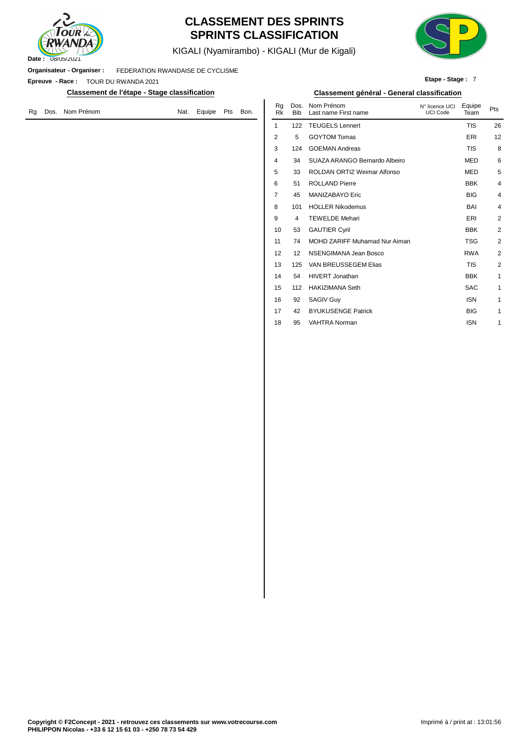# CLASSEMENT DES SPRINTS
# SPRINTS CLASSIFICATION

KIGALI (Nyamirambo) - KIGALI (Mur de Kigali)

**Date :** 08/05/2021

**Organisateur - Organiser :** FEDERATION RWANDAISE DE CYCLISME

**Epreuve - Race :** TOUR DU RWANDA 2021

**Etape - Stage :** 7

## Classement de l'étape - Stage classification

| Rg | Dos. | Nom Prénom | Nat. | Equipe | Pts | Bon. |
|---|---|---|---|---|---|---|

## Classement général - General classification

| Rg Rk | Dos. Bib | Nom Prénom Last name First name | N° licence UCI UCI Code | Equipe Team | Pts |
|---|---|---|---|---|---|
| 1 | 122 | TEUGELS Lennert | | TIS | 26 |
| 2 | 5 | GOYTOM Tomas | | ERI | 12 |
| 3 | 124 | GOEMAN Andreas | | TIS | 8 |
| 4 | 34 | SUAZA ARANGO Bernardo Albeiro | | MED | 6 |
| 5 | 33 | ROLDAN ORTIZ Weimar Alfonso | | MED | 5 |
| 6 | 51 | ROLLAND Pierre | | BBK | 4 |
| 7 | 45 | MANIZABAYO Eric | | BIG | 4 |
| 8 | 101 | HOLLER Nikodemus | | BAI | 4 |
| 9 | 4 | TEWELDE Mehari | | ERI | 2 |
| 10 | 53 | GAUTIER Cyril | | BBK | 2 |
| 11 | 74 | MOHD ZARIFF Muhamad Nur Aiman | | TSG | 2 |
| 12 | 12 | NSENGIMANA Jean Bosco | | RWA | 2 |
| 13 | 125 | VAN BREUSSEGEM Elias | | TIS | 2 |
| 14 | 54 | HIVERT Jonathan | | BBK | 1 |
| 15 | 112 | HAKIZIMANA Seth | | SAC | 1 |
| 16 | 92 | SAGIV Guy | | ISN | 1 |
| 17 | 42 | BYUKUSENGE Patrick | | BIG | 1 |
| 18 | 95 | VAHTRA Norman | | ISN | 1 |

**Copyright © F2Concept - 2021 - retrouvez ces classements sur www.votrecourse.com**
**PHILIPPON Nicolas - +33 6 12 15 61 03 - +250 78 73 54 429**

Imprimé à / print at : 13:01:56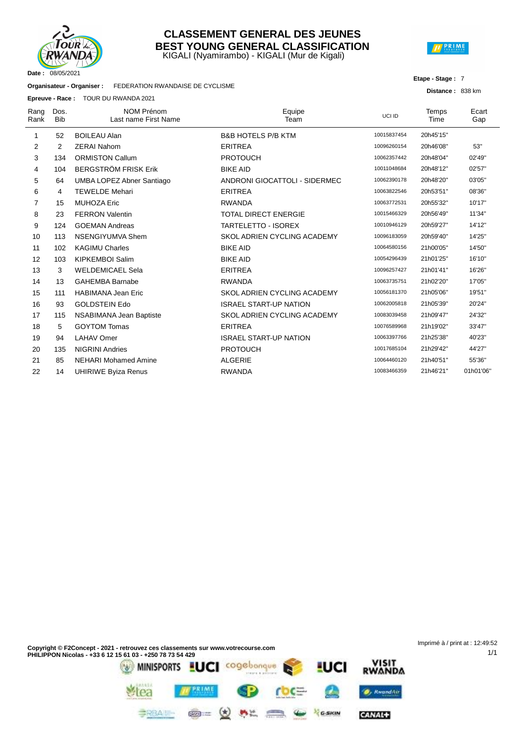# CLASSEMENT GENERAL DES JEUNES
# BEST YOUNG GENERAL CLASSIFICATION

KIGALI (Nyamirambo) - KIGALI (Mur de Kigali)

**Date :** 08/05/2021

**Organisateur - Organiser :** FEDERATION RWANDAISE DE CYCLISME

**Epreuve - Race :** TOUR DU RWANDA 2021

**Etape - Stage :** 7

**Distance :** 838 km

| Rang Rank | Dos. Bib | NOM Prénom Last name First Name | Equipe Team | UCI ID | Temps Time | Ecart Gap |
|---|---|---|---|---|---|---|
| 1 | 52 | BOILEAU Alan | B&B HOTELS P/B KTM | 10015837454 | 20h45'15'' | |
| 2 | 2 | ZERAI Nahom | ERITREA | 10096260154 | 20h46'08'' | 53'' |
| 3 | 134 | ORMISTON Callum | PROTOUCH | 10062357442 | 20h48'04'' | 02'49'' |
| 4 | 104 | BERGSTRÖM FRISK Erik | BIKE AID | 10011048684 | 20h48'12'' | 02'57'' |
| 5 | 64 | UMBA LOPEZ Abner Santiago | ANDRONI GIOCATTOLI - SIDERMEC | 10062390178 | 20h48'20'' | 03'05'' |
| 6 | 4 | TEWELDE Mehari | ERITREA | 10063822546 | 20h53'51'' | 08'36'' |
| 7 | 15 | MUHOZA Eric | RWANDA | 10063772531 | 20h55'32'' | 10'17'' |
| 8 | 23 | FERRON Valentin | TOTAL DIRECT ENERGIE | 10015466329 | 20h56'49'' | 11'34'' |
| 9 | 124 | GOEMAN Andreas | TARTELETTO - ISOREX | 10010946129 | 20h59'27'' | 14'12'' |
| 10 | 113 | NSENGIYUMVA Shem | SKOL ADRIEN CYCLING ACADEMY | 10096183059 | 20h59'40'' | 14'25'' |
| 11 | 102 | KAGIMU Charles | BIKE AID | 10064580156 | 21h00'05'' | 14'50'' |
| 12 | 103 | KIPKEMBOI Salim | BIKE AID | 10054296439 | 21h01'25'' | 16'10'' |
| 13 | 3 | WELDEMICAEL Sela | ERITREA | 10096257427 | 21h01'41'' | 16'26'' |
| 14 | 13 | GAHEMBA Barnabe | RWANDA | 10063735751 | 21h02'20'' | 17'05'' |
| 15 | 111 | HABIMANA Jean Eric | SKOL ADRIEN CYCLING ACADEMY | 10056181370 | 21h05'06'' | 19'51'' |
| 16 | 93 | GOLDSTEIN Edo | ISRAEL START-UP NATION | 10062005818 | 21h05'39'' | 20'24'' |
| 17 | 115 | NSABIMANA Jean Baptiste | SKOL ADRIEN CYCLING ACADEMY | 10083039458 | 21h09'47'' | 24'32'' |
| 18 | 5 | GOYTOM Tomas | ERITREA | 10076589968 | 21h19'02'' | 33'47'' |
| 19 | 94 | LAHAV Omer | ISRAEL START-UP NATION | 10063397766 | 21h25'38'' | 40'23'' |
| 20 | 135 | NIGRINI Andries | PROTOUCH | 10017685104 | 21h29'42'' | 44'27'' |
| 21 | 85 | NEHARI Mohamed Amine | ALGERIE | 10064460120 | 21h40'51'' | 55'36'' |
| 22 | 14 | UHIRIWE Byiza Renus | RWANDA | 10083466359 | 21h46'21'' | 01h01'06'' |

**Copyright © F2Concept - 2021 - retrouvez ces classements sur www.votrecourse.com**
**PHILIPPON Nicolas - +33 6 12 15 61 03 - +250 78 73 54 429**

Imprimé à / print at : 12:49:52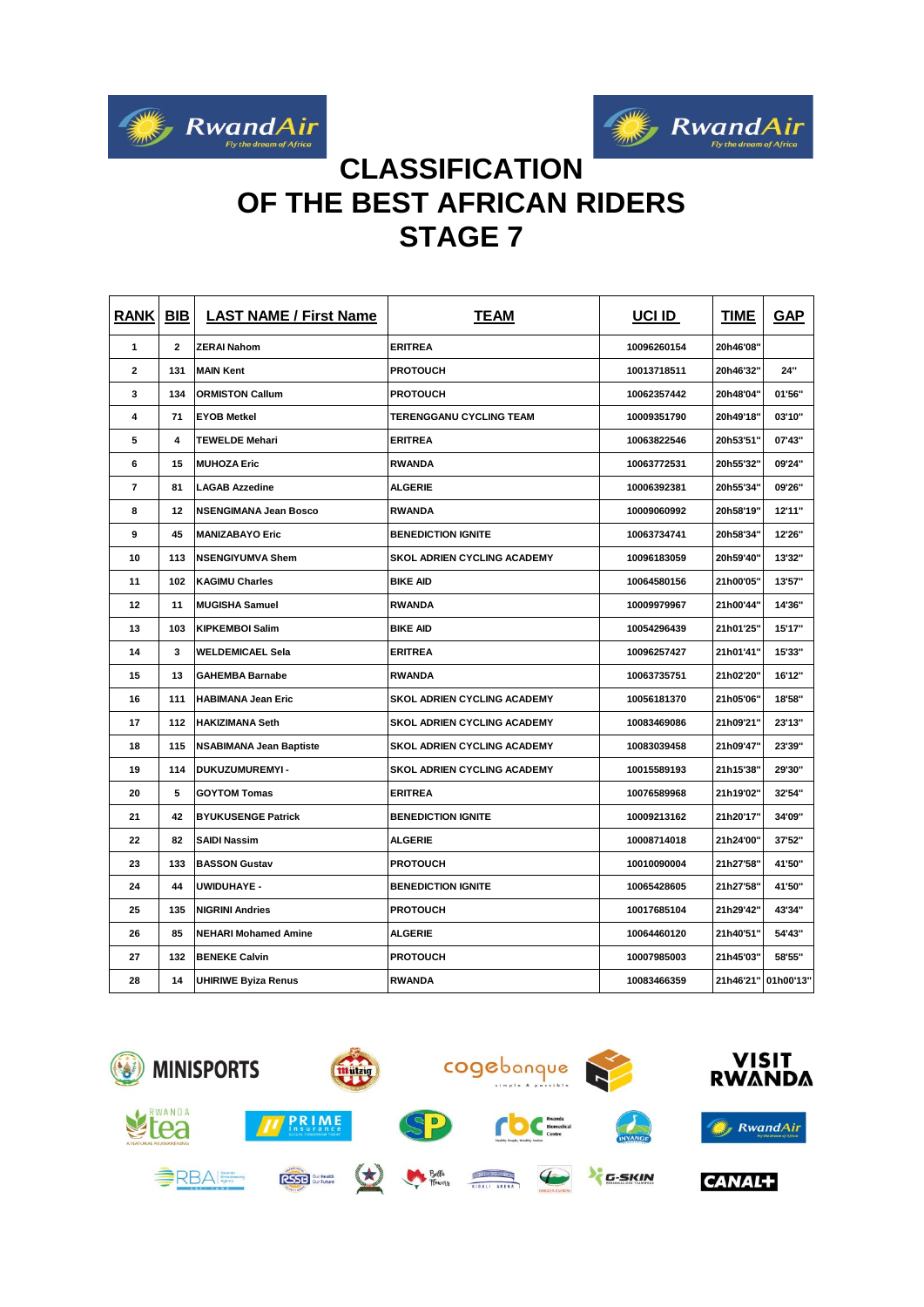# CLASSIFICATION
# OF THE BEST AFRICAN RIDERS
# STAGE 7

| RANK | BIB | LAST NAME / First Name | TEAM | UCI ID | TIME | GAP |
|---|---|---|---|---|---|---|
| 1 | 2 | ZERAI Nahom | ERITREA | 10096260154 | 20h46'08" | |
| 2 | 131 | MAIN Kent | PROTOUCH | 10013718511 | 20h46'32" | 24" |
| 3 | 134 | ORMISTON Callum | PROTOUCH | 10062357442 | 20h48'04" | 01'56" |
| 4 | 71 | EYOB Metkel | TERENGGANU CYCLING TEAM | 10009351790 | 20h49'18" | 03'10" |
| 5 | 4 | TEWELDE Mehari | ERITREA | 10063822546 | 20h53'51" | 07'43" |
| 6 | 15 | MUHOZA Eric | RWANDA | 10063772531 | 20h55'32" | 09'24" |
| 7 | 81 | LAGAB Azzedine | ALGERIE | 10006392381 | 20h55'34" | 09'26" |
| 8 | 12 | NSENGIMANA Jean Bosco | RWANDA | 10009060992 | 20h58'19" | 12'11" |
| 9 | 45 | MANIZABAYO Eric | BENEDICTION IGNITE | 10063734741 | 20h58'34" | 12'26" |
| 10 | 113 | NSENGIYUMVA Shem | SKOL ADRIEN CYCLING ACADEMY | 10096183059 | 20h59'40" | 13'32" |
| 11 | 102 | KAGIMU Charles | BIKE AID | 10064580156 | 21h00'05" | 13'57" |
| 12 | 11 | MUGISHA Samuel | RWANDA | 10009979967 | 21h00'44" | 14'36" |
| 13 | 103 | KIPKEMBOI Salim | BIKE AID | 10054296439 | 21h01'25" | 15'17" |
| 14 | 3 | WELDEMICAEL Sela | ERITREA | 10096257427 | 21h01'41" | 15'33" |
| 15 | 13 | GAHEMBA Barnabe | RWANDA | 10063735751 | 21h02'20" | 16'12" |
| 16 | 111 | HABIMANA Jean Eric | SKOL ADRIEN CYCLING ACADEMY | 10056181370 | 21h05'06" | 18'58" |
| 17 | 112 | HAKIZIMANA Seth | SKOL ADRIEN CYCLING ACADEMY | 10083469086 | 21h09'21" | 23'13" |
| 18 | 115 | NSABIMANA Jean Baptiste | SKOL ADRIEN CYCLING ACADEMY | 10083039458 | 21h09'47" | 23'39" |
| 19 | 114 | DUKUZUMUREMYI - | SKOL ADRIEN CYCLING ACADEMY | 10015589193 | 21h15'38" | 29'30" |
| 20 | 5 | GOYTOM Tomas | ERITREA | 10076589968 | 21h19'02" | 32'54" |
| 21 | 42 | BYUKUSENGE Patrick | BENEDICTION IGNITE | 10009213162 | 21h20'17" | 34'09" |
| 22 | 82 | SAIDI Nassim | ALGERIE | 10008714018 | 21h24'00" | 37'52" |
| 23 | 133 | BASSON Gustav | PROTOUCH | 10010090004 | 21h27'58" | 41'50" |
| 24 | 44 | UWIDUHAYE - | BENEDICTION IGNITE | 10065428605 | 21h27'58" | 41'50" |
| 25 | 135 | NIGRINI Andries | PROTOUCH | 10017685104 | 21h29'42" | 43'34" |
| 26 | 85 | NEHARI Mohamed Amine | ALGERIE | 10064460120 | 21h40'51" | 54'43" |
| 27 | 132 | BENEKE Calvin | PROTOUCH | 10007985003 | 21h45'03" | 58'55" |
| 28 | 14 | UHIRIWE Byiza Renus | RWANDA | 10083466359 | 21h46'21" | 01h00'13" |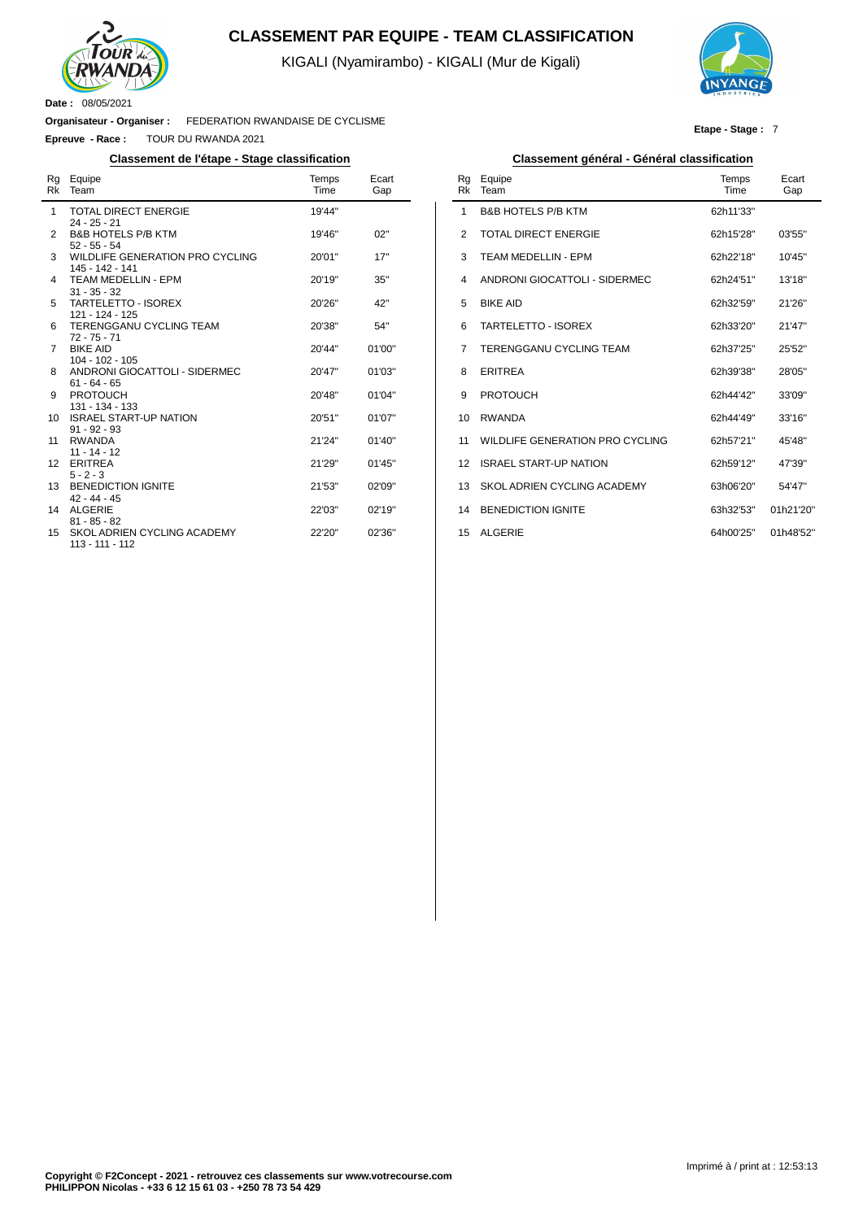# CLASSEMENT PAR EQUIPE - TEAM CLASSIFICATION

KIGALI (Nyamirambo) - KIGALI (Mur de Kigali)

**Date :** 08/05/2021

**Organisateur - Organiser :** FEDERATION RWANDAISE DE CYCLISME

**Epreuve - Race :** TOUR DU RWANDA 2021

**Etape - Stage :** 7

### Classement de l'étape - Stage classification

| Rg Rk | Equipe Team | Temps Time | Ecart Gap |
|---|---|---|---|
| 1 | TOTAL DIRECT ENERGIE<br>24 - 25 - 21 | 19'44'' | |
| 2 | B&B HOTELS P/B KTM<br>52 - 55 - 54 | 19'46'' | 02'' |
| 3 | WILDLIFE GENERATION PRO CYCLING<br>145 - 142 - 141 | 20'01'' | 17'' |
| 4 | TEAM MEDELLIN - EPM<br>31 - 35 - 32 | 20'19'' | 35'' |
| 5 | TARTELETTO - ISOREX<br>121 - 124 - 125 | 20'26'' | 42'' |
| 6 | TERENGGANU CYCLING TEAM<br>72 - 75 - 71 | 20'38'' | 54'' |
| 7 | BIKE AID<br>104 - 102 - 105 | 20'44'' | 01'00'' |
| 8 | ANDRONI GIOCATTOLI - SIDERMEC<br>61 - 64 - 65 | 20'47'' | 01'03'' |
| 9 | PROTOUCH<br>131 - 134 - 133 | 20'48'' | 01'04'' |
| 10 | ISRAEL START-UP NATION<br>91 - 92 - 93 | 20'51'' | 01'07'' |
| 11 | RWANDA<br>11 - 14 - 12 | 21'24'' | 01'40'' |
| 12 | ERITREA<br>5 - 2 - 3 | 21'29'' | 01'45'' |
| 13 | BENEDICTION IGNITE<br>42 - 44 - 45 | 21'53'' | 02'09'' |
| 14 | ALGERIE<br>81 - 85 - 82 | 22'03'' | 02'19'' |
| 15 | SKOL ADRIEN CYCLING ACADEMY<br>113 - 111 - 112 | 22'20'' | 02'36'' |

### Classement général - Général classification

| Rg Rk | Equipe Team | Temps Time | Ecart Gap |
|---|---|---|---|
| 1 | B&B HOTELS P/B KTM | 62h11'33'' | |
| 2 | TOTAL DIRECT ENERGIE | 62h15'28'' | 03'55'' |
| 3 | TEAM MEDELLIN - EPM | 62h22'18'' | 10'45'' |
| 4 | ANDRONI GIOCATTOLI - SIDERMEC | 62h24'51'' | 13'18'' |
| 5 | BIKE AID | 62h32'59'' | 21'26'' |
| 6 | TARTELETTO - ISOREX | 62h33'20'' | 21'47'' |
| 7 | TERENGGANU CYCLING TEAM | 62h37'25'' | 25'52'' |
| 8 | ERITREA | 62h39'38'' | 28'05'' |
| 9 | PROTOUCH | 62h44'42'' | 33'09'' |
| 10 | RWANDA | 62h44'49'' | 33'16'' |
| 11 | WILDLIFE GENERATION PRO CYCLING | 62h57'21'' | 45'48'' |
| 12 | ISRAEL START-UP NATION | 62h59'12'' | 47'39'' |
| 13 | SKOL ADRIEN CYCLING ACADEMY | 63h06'20'' | 54'47'' |
| 14 | BENEDICTION IGNITE | 63h32'53'' | 01h21'20'' |
| 15 | ALGERIE | 64h00'25'' | 01h48'52'' |

**Copyright © F2Concept - 2021 - retrouvez ces classements sur www.votrecourse.com**
**PHILIPPON Nicolas - +33 6 12 15 61 03 - +250 78 73 54 429**

Imprimé à / print at : 12:53:13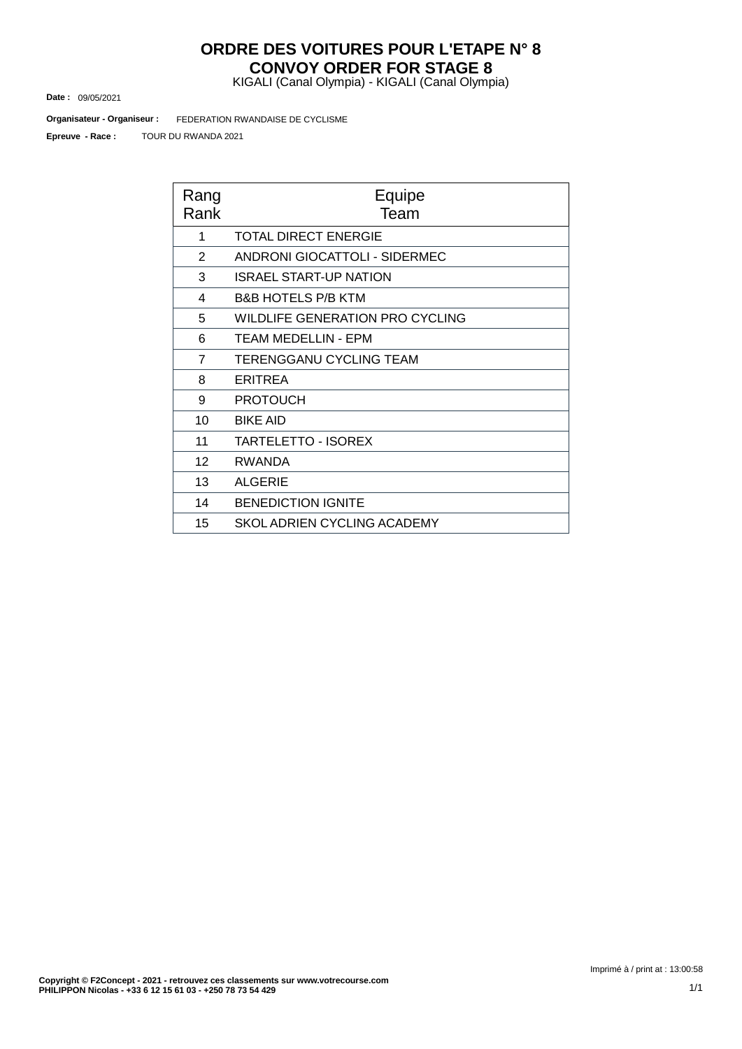# ORDRE DES VOITURES POUR L'ETAPE N° 8
# CONVOY ORDER FOR STAGE 8

KIGALI (Canal Olympia) - KIGALI (Canal Olympia)

**Date :** 09/05/2021

**Organisateur - Organiseur :** FEDERATION RWANDAISE DE CYCLISME

**Epreuve - Race :** TOUR DU RWANDA 2021

| Rang Rank | Equipe Team |
|---|---|
| 1 | TOTAL DIRECT ENERGIE |
| 2 | ANDRONI GIOCATTOLI - SIDERMEC |
| 3 | ISRAEL START-UP NATION |
| 4 | B&B HOTELS P/B KTM |
| 5 | WILDLIFE GENERATION PRO CYCLING |
| 6 | TEAM MEDELLIN - EPM |
| 7 | TERENGGANU CYCLING TEAM |
| 8 | ERITREA |
| 9 | PROTOUCH |
| 10 | BIKE AID |
| 11 | TARTELETTO - ISOREX |
| 12 | RWANDA |
| 13 | ALGERIE |
| 14 | BENEDICTION IGNITE |
| 15 | SKOL ADRIEN CYCLING ACADEMY |

Imprimé à / print at : 13:00:58

**Copyright © F2Concept - 2021 - retrouvez ces classements sur www.votrecourse.com**
**PHILIPPON Nicolas - +33 6 12 15 61 03 - +250 78 73 54 429**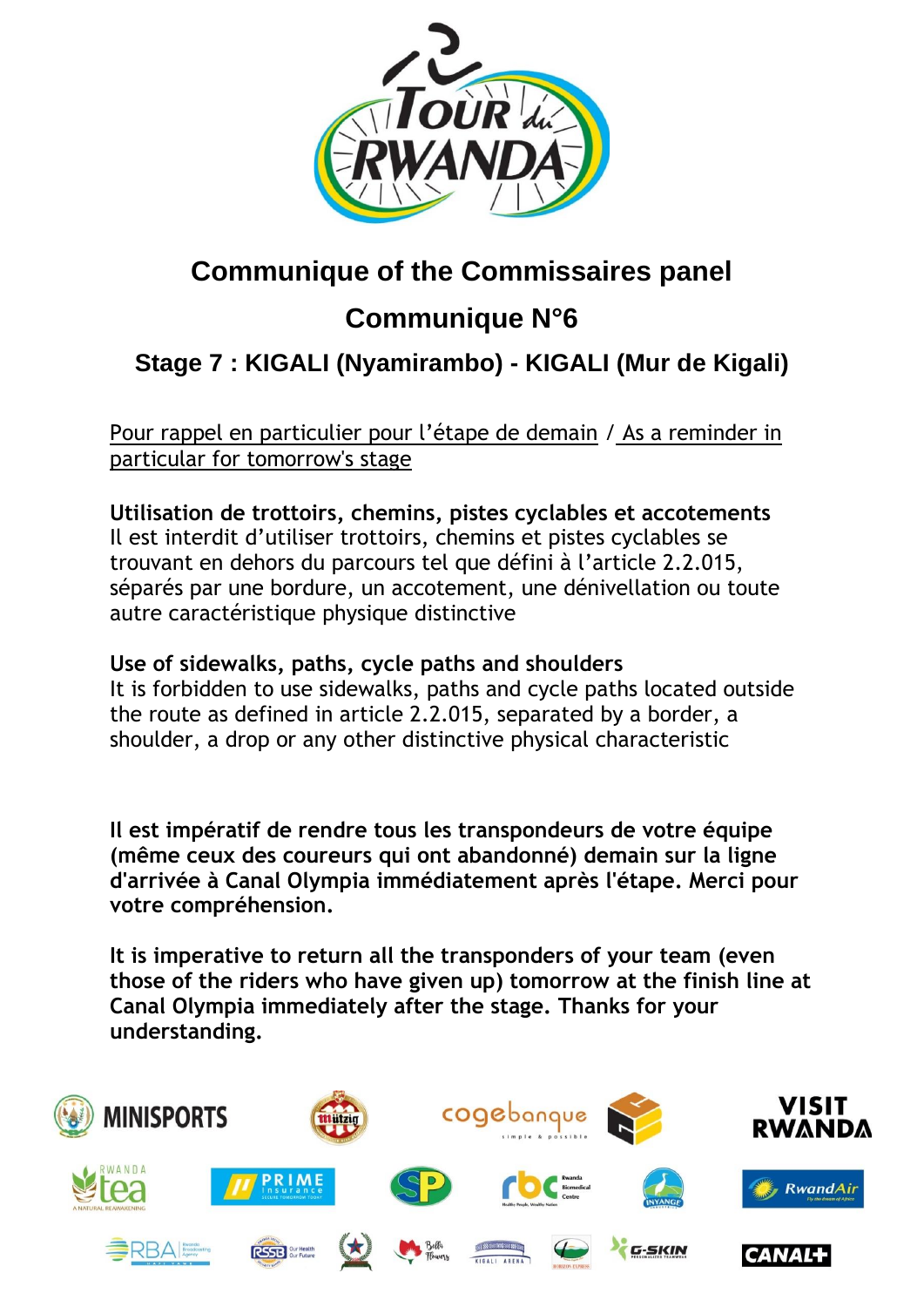## Communique of the Commissaires panel

## Communique N°6

### Stage 7 : KIGALI (Nyamirambo) - KIGALI (Mur de Kigali)

Pour rappel en particulier pour l'étape de demain / As a reminder in particular for tomorrow's stage

**Utilisation de trottoirs, chemins, pistes cyclables et accotements**
Il est interdit d'utiliser trottoirs, chemins et pistes cyclables se trouvant en dehors du parcours tel que défini à l'article 2.2.015, séparés par une bordure, un accotement, une dénivellation ou toute autre caractéristique physique distinctive

**Use of sidewalks, paths, cycle paths and shoulders**
It is forbidden to use sidewalks, paths and cycle paths located outside the route as defined in article 2.2.015, separated by a border, a shoulder, a drop or any other distinctive physical characteristic

**Il est impératif de rendre tous les transpondeurs de votre équipe (même ceux des coureurs qui ont abandonné) demain sur la ligne d'arrivée à Canal Olympia immédiatement après l'étape. Merci pour votre compréhension.**

**It is imperative to return all the transponders of your team (even those of the riders who have given up) tomorrow at the finish line at Canal Olympia immediately after the stage. Thanks for your understanding.**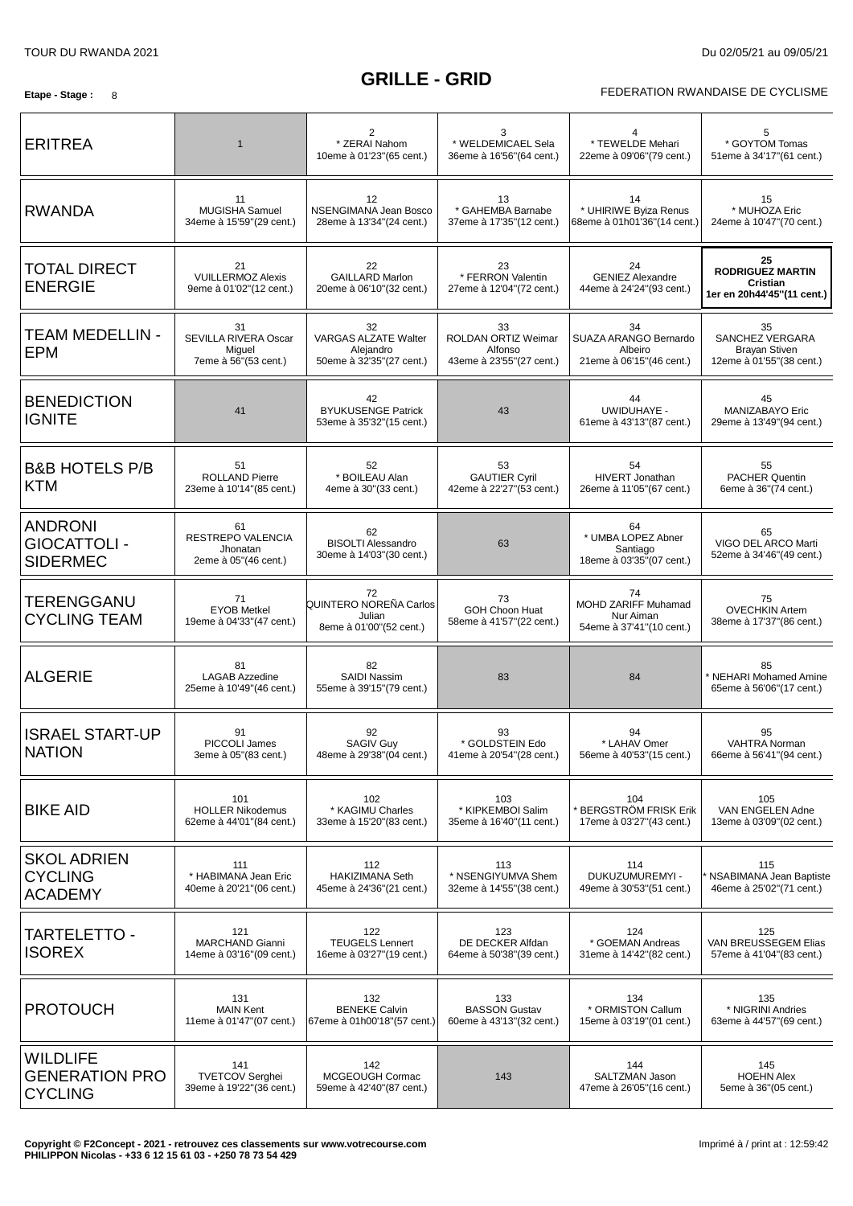TOUR DU RWANDA 2021

Du 02/05/21 au 09/05/21

# GRILLE - GRID

**Etape - Stage :** 8

FEDERATION RWANDAISE DE CYCLISME

| | | | | | |
|---|---|---|---|---|---|
| ERITREA | 1 | 2 * ZERAI Nahom 10eme à 01'23"(65 cent.) | 3 * WELDEMICAEL Sela 36eme à 16'56"(64 cent.) | 4 * TEWELDE Mehari 22eme à 09'06"(79 cent.) | 5 * GOYTOM Tomas 51eme à 34'17"(61 cent.) |
| RWANDA | 11 MUGISHA Samuel 34eme à 15'59"(29 cent.) | 12 NSENGIMANA Jean Bosco 28eme à 13'34"(24 cent.) | 13 * GAHEMBA Barnabe 37eme à 17'35"(12 cent.) | 14 * UHIRIWE Byiza Renus 68eme à 01h01'36"(14 cent.) | 15 * MUHOZA Eric 24eme à 10'47"(70 cent.) |
| TOTAL DIRECT ENERGIE | 21 VUILLERMOZ Alexis 9eme à 01'02"(12 cent.) | 22 GAILLARD Marlon 20eme à 06'10"(32 cent.) | 23 * FERRON Valentin 27eme à 12'04"(72 cent.) | 24 GENIEZ Alexandre 44eme à 24'24"(93 cent.) | **25 RODRIGUEZ MARTIN Cristian 1er en 20h44'45"(11 cent.)** |
| TEAM MEDELLIN - EPM | 31 SEVILLA RIVERA Oscar Miguel 7eme à 56"(53 cent.) | 32 VARGAS ALZATE Walter Alejandro 50eme à 32'35"(27 cent.) | 33 ROLDAN ORTIZ Weimar Alfonso 43eme à 23'55"(27 cent.) | 34 SUAZA ARANGO Bernardo Albeiro 21eme à 06'15"(46 cent.) | 35 SANCHEZ VERGARA Brayan Stiven 12eme à 01'55"(38 cent.) |
| BENEDICTION IGNITE | 41 | 42 BYUKUSENGE Patrick 53eme à 35'32"(15 cent.) | 43 | 44 UWIDUHAYE - 61eme à 43'13"(87 cent.) | 45 MANIZABAYO Eric 29eme à 13'49"(94 cent.) |
| B&B HOTELS P/B KTM | 51 ROLLAND Pierre 23eme à 10'14"(85 cent.) | 52 * BOILEAU Alan 4eme à 30"(33 cent.) | 53 GAUTIER Cyril 42eme à 22'27"(53 cent.) | 54 HIVERT Jonathan 26eme à 11'05"(67 cent.) | 55 PACHER Quentin 6eme à 36"(74 cent.) |
| ANDRONI GIOCATTOLI - SIDERMEC | 61 RESTREPO VALENCIA Jhonatan 2eme à 05"(46 cent.) | 62 BISOLTI Alessandro 30eme à 14'03"(30 cent.) | 63 | 64 * UMBA LOPEZ Abner Santiago 18eme à 03'35"(07 cent.) | 65 VIGO DEL ARCO Marti 52eme à 34'46"(49 cent.) |
| TERENGGANU CYCLING TEAM | 71 EYOB Metkel 19eme à 04'33"(47 cent.) | 72 QUINTERO NOREÑA Carlos Julian 8eme à 01'00"(52 cent.) | 73 GOH Choon Huat 58eme à 41'57"(22 cent.) | 74 MOHD ZARIFF Muhamad Nur Aiman 54eme à 37'41"(10 cent.) | 75 OVECHKIN Artem 38eme à 17'37"(86 cent.) |
| ALGERIE | 81 LAGAB Azzedine 25eme à 10'49"(46 cent.) | 82 SAIDI Nassim 55eme à 39'15"(79 cent.) | 83 | 84 | 85 * NEHARI Mohamed Amine 65eme à 56'06"(17 cent.) |
| ISRAEL START-UP NATION | 91 PICCOLI James 3eme à 05"(83 cent.) | 92 SAGIV Guy 48eme à 29'38"(04 cent.) | 93 * GOLDSTEIN Edo 41eme à 20'54"(28 cent.) | 94 * LAHAV Omer 56eme à 40'53"(15 cent.) | 95 VAHTRA Norman 66eme à 56'41"(94 cent.) |
| BIKE AID | 101 HOLLER Nikodemus 62eme à 44'01"(84 cent.) | 102 * KAGIMU Charles 33eme à 15'20"(83 cent.) | 103 * KIPKEMBOI Salim 35eme à 16'40"(11 cent.) | 104 * BERGSTRÖM FRISK Erik 17eme à 03'27"(43 cent.) | 105 VAN ENGELEN Adne 13eme à 03'09"(02 cent.) |
| SKOL ADRIEN CYCLING ACADEMY | 111 * HABIMANA Jean Eric 40eme à 20'21"(06 cent.) | 112 HAKIZIMANA Seth 45eme à 24'36"(21 cent.) | 113 * NSENGIYUMVA Shem 32eme à 14'55"(38 cent.) | 114 DUKUZUMUREMYI - 49eme à 30'53"(51 cent.) | 115 * NSABIMANA Jean Baptiste 46eme à 25'02"(71 cent.) |
| TARTELETTO - ISOREX | 121 MARCHAND Gianni 14eme à 03'16"(09 cent.) | 122 TEUGELS Lennert 16eme à 03'27"(19 cent.) | 123 DE DECKER Alfdan 64eme à 50'38"(39 cent.) | 124 * GOEMAN Andreas 31eme à 14'42"(82 cent.) | 125 VAN BREUSSEGEM Elias 57eme à 41'04"(83 cent.) |
| PROTOUCH | 131 MAIN Kent 11eme à 01'47"(07 cent.) | 132 BENEKE Calvin 67eme à 01h00'18"(57 cent.) | 133 BASSON Gustav 60eme à 43'13"(32 cent.) | 134 * ORMISTON Callum 15eme à 03'19"(01 cent.) | 135 * NIGRINI Andries 63eme à 44'57"(69 cent.) |
| WILDLIFE GENERATION PRO CYCLING | 141 TVETCOV Serghei 39eme à 19'22"(36 cent.) | 142 MCGEOUGH Cormac 59eme à 42'40"(87 cent.) | 143 | 144 SALTZMAN Jason 47eme à 26'05"(16 cent.) | 145 HOEHN Alex 5eme à 36"(05 cent.) |

**Copyright © F2Concept - 2021 - retrouvez ces classements sur www.votrecourse.com**
**PHILIPPON Nicolas - +33 6 12 15 61 03 - +250 78 73 54 429**

Imprimé à / print at : 12:59:42